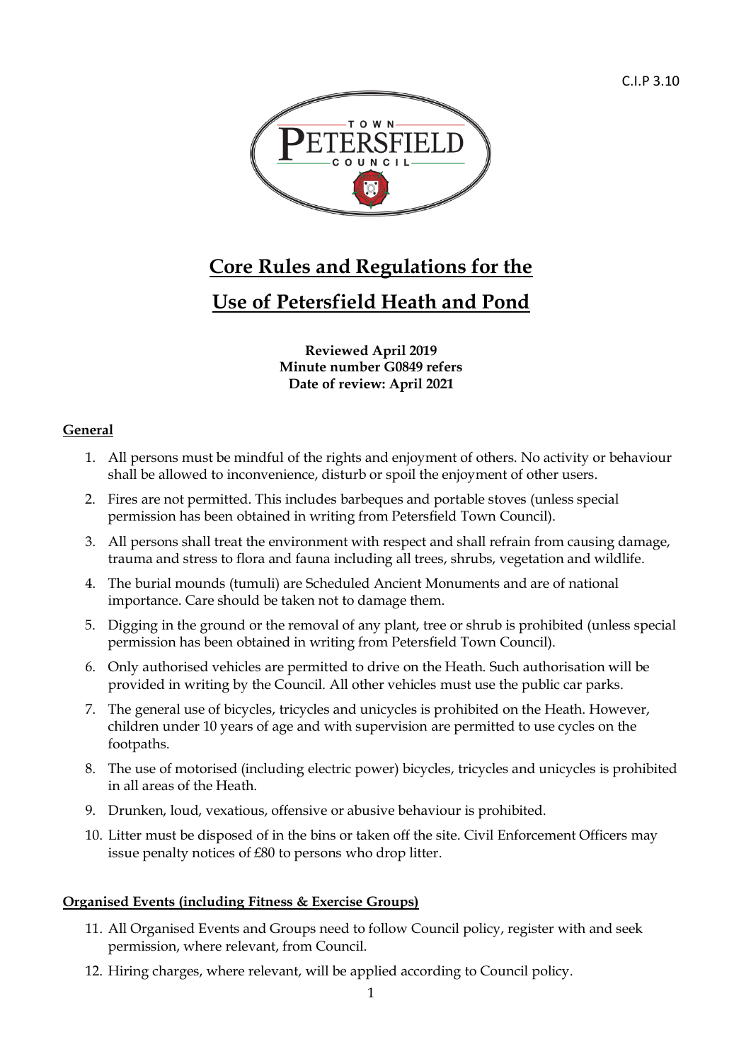C.I.P 3.10

# Core Rules and Regulations for the Use of Petersfield Heath and Pond

**Reviewed April 2019**
**Minute number G0849 refers**
**Date of review: April 2021**

## General

1. All persons must be mindful of the rights and enjoyment of others. No activity or behaviour shall be allowed to inconvenience, disturb or spoil the enjoyment of other users.
2. Fires are not permitted. This includes barbeques and portable stoves (unless special permission has been obtained in writing from Petersfield Town Council).
3. All persons shall treat the environment with respect and shall refrain from causing damage, trauma and stress to flora and fauna including all trees, shrubs, vegetation and wildlife.
4. The burial mounds (tumuli) are Scheduled Ancient Monuments and are of national importance. Care should be taken not to damage them.
5. Digging in the ground or the removal of any plant, tree or shrub is prohibited (unless special permission has been obtained in writing from Petersfield Town Council).
6. Only authorised vehicles are permitted to drive on the Heath. Such authorisation will be provided in writing by the Council. All other vehicles must use the public car parks.
7. The general use of bicycles, tricycles and unicycles is prohibited on the Heath. However, children under 10 years of age and with supervision are permitted to use cycles on the footpaths.
8. The use of motorised (including electric power) bicycles, tricycles and unicycles is prohibited in all areas of the Heath.
9. Drunken, loud, vexatious, offensive or abusive behaviour is prohibited.
10. Litter must be disposed of in the bins or taken off the site. Civil Enforcement Officers may issue penalty notices of £80 to persons who drop litter.

## Organised Events (including Fitness & Exercise Groups)

11. All Organised Events and Groups need to follow Council policy, register with and seek permission, where relevant, from Council.
12. Hiring charges, where relevant, will be applied according to Council policy.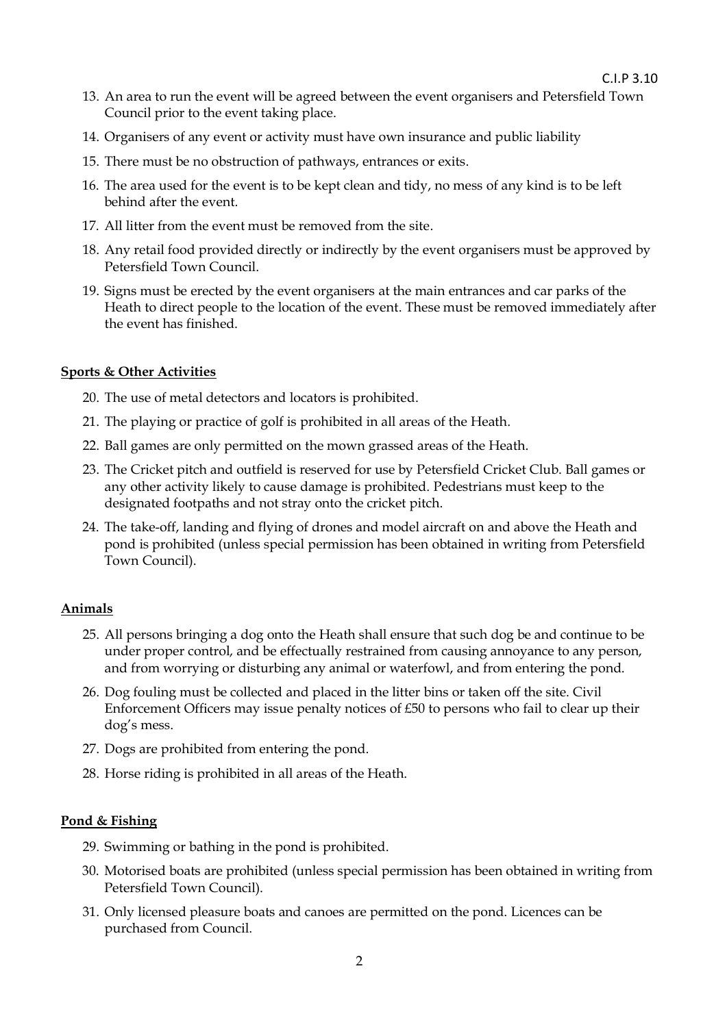13. An area to run the event will be agreed between the event organisers and Petersfield Town Council prior to the event taking place.
14. Organisers of any event or activity must have own insurance and public liability
15. There must be no obstruction of pathways, entrances or exits.
16. The area used for the event is to be kept clean and tidy, no mess of any kind is to be left behind after the event.
17. All litter from the event must be removed from the site.
18. Any retail food provided directly or indirectly by the event organisers must be approved by Petersfield Town Council.
19. Signs must be erected by the event organisers at the main entrances and car parks of the Heath to direct people to the location of the event. These must be removed immediately after the event has finished.

**Sports & Other Activities**

20. The use of metal detectors and locators is prohibited.
21. The playing or practice of golf is prohibited in all areas of the Heath.
22. Ball games are only permitted on the mown grassed areas of the Heath.
23. The Cricket pitch and outfield is reserved for use by Petersfield Cricket Club. Ball games or any other activity likely to cause damage is prohibited. Pedestrians must keep to the designated footpaths and not stray onto the cricket pitch.
24. The take-off, landing and flying of drones and model aircraft on and above the Heath and pond is prohibited (unless special permission has been obtained in writing from Petersfield Town Council).

**Animals**

25. All persons bringing a dog onto the Heath shall ensure that such dog be and continue to be under proper control, and be effectually restrained from causing annoyance to any person, and from worrying or disturbing any animal or waterfowl, and from entering the pond.
26. Dog fouling must be collected and placed in the litter bins or taken off the site. Civil Enforcement Officers may issue penalty notices of £50 to persons who fail to clear up their dog's mess.
27. Dogs are prohibited from entering the pond.
28. Horse riding is prohibited in all areas of the Heath.

**Pond & Fishing**

29. Swimming or bathing in the pond is prohibited.
30. Motorised boats are prohibited (unless special permission has been obtained in writing from Petersfield Town Council).
31. Only licensed pleasure boats and canoes are permitted on the pond. Licences can be purchased from Council.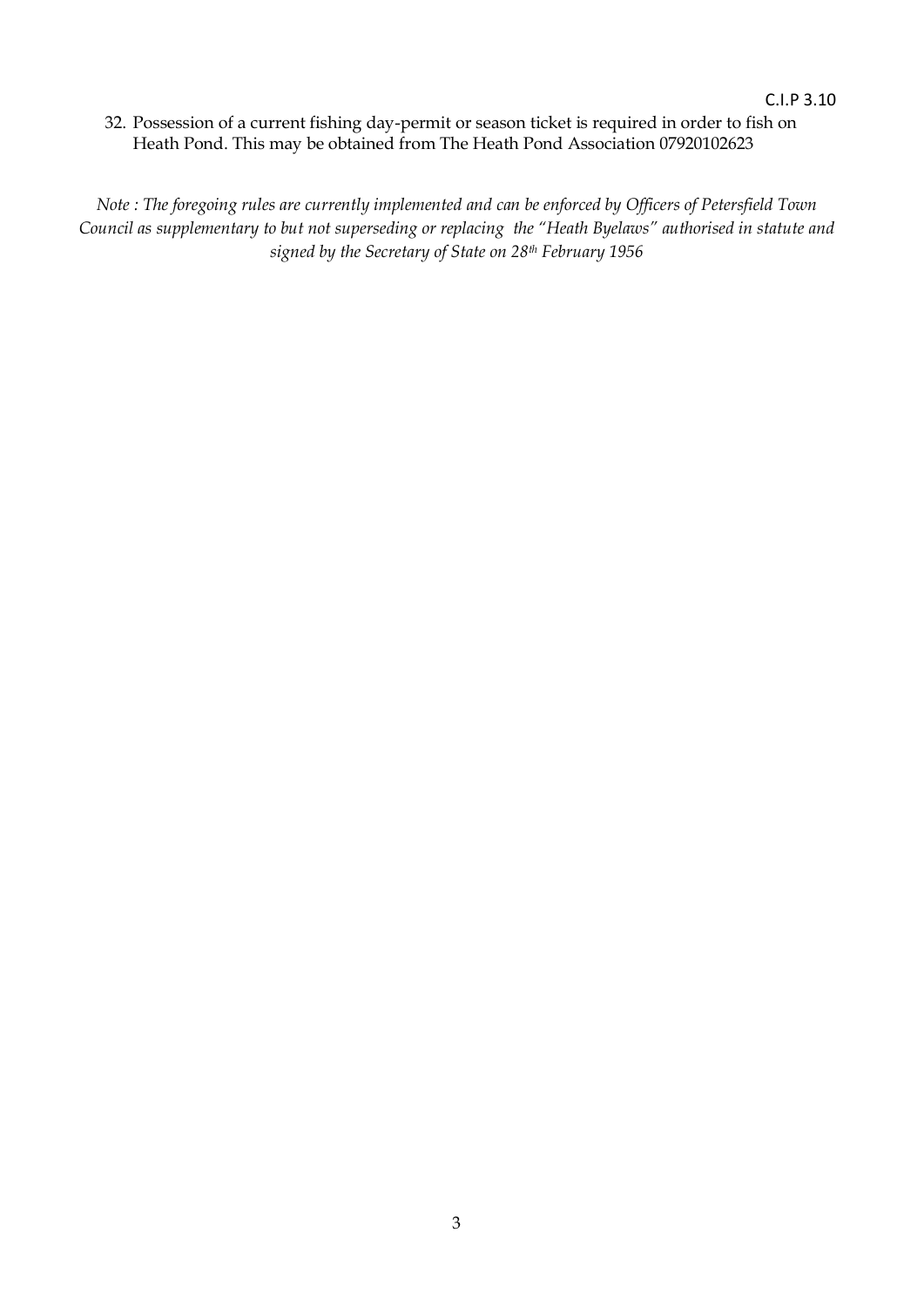32. Possession of a current fishing day-permit or season ticket is required in order to fish on Heath Pond. This may be obtained from The Heath Pond Association 07920102623

*Note : The foregoing rules are currently implemented and can be enforced by Officers of Petersfield Town Council as supplementary to but not superseding or replacing the "Heath Byelaws" authorised in statute and signed by the Secretary of State on 28th February 1956*